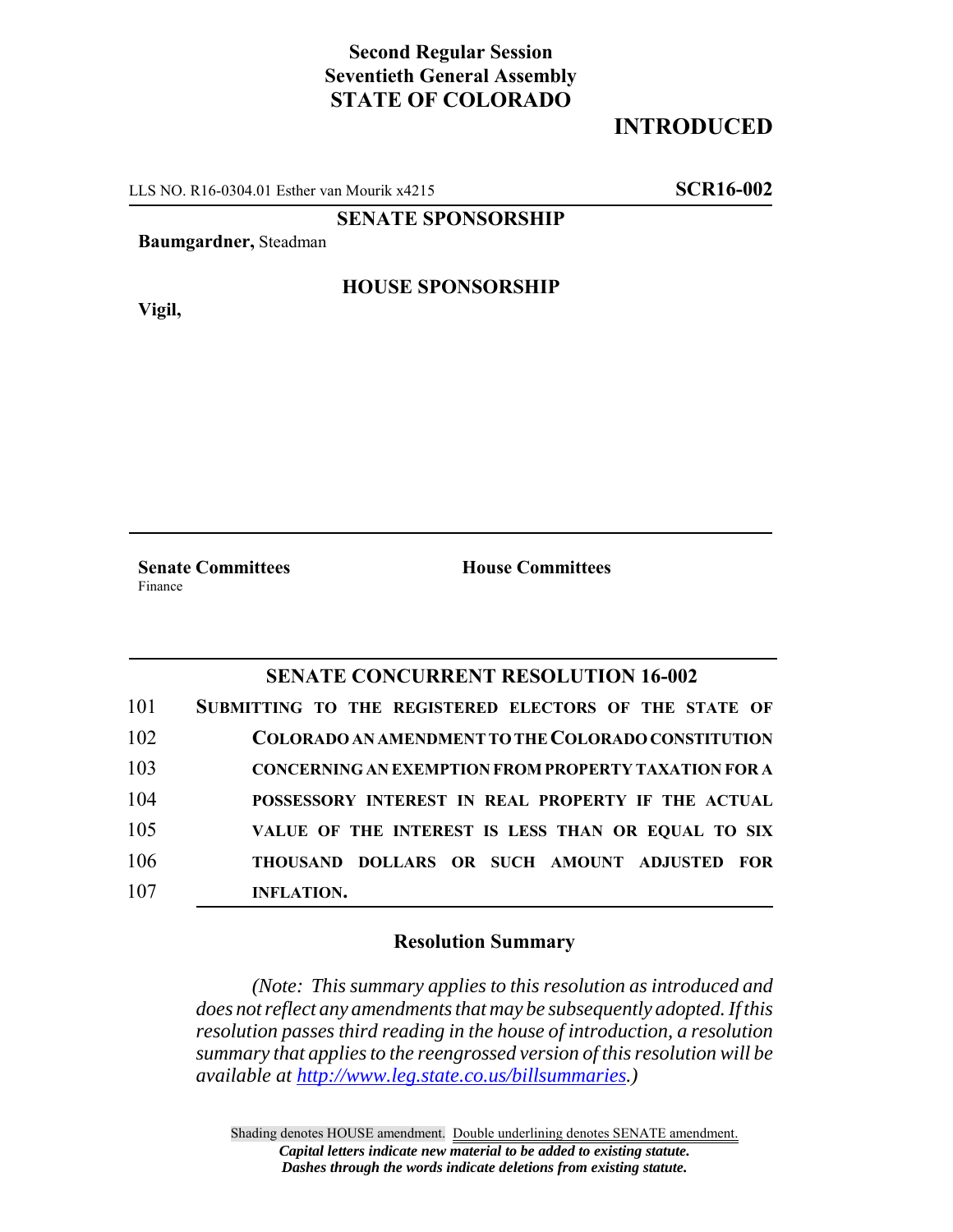**Second Regular Session**
**Seventieth General Assembly**
**STATE OF COLORADO**

# INTRODUCED

LLS NO. R16-0304.01 Esther van Mourik x4215 **SCR16-002**

**SENATE SPONSORSHIP**

**Baumgardner,** Steadman

**HOUSE SPONSORSHIP**

**Vigil,**

**Senate Committees**
Finance

**House Committees**

## SENATE CONCURRENT RESOLUTION 16-002

101 **SUBMITTING TO THE REGISTERED ELECTORS OF THE STATE OF**
102 **COLORADO AN AMENDMENT TO THE COLORADO CONSTITUTION**
103 **CONCERNING AN EXEMPTION FROM PROPERTY TAXATION FOR A**
104 **POSSESSORY INTEREST IN REAL PROPERTY IF THE ACTUAL**
105 **VALUE OF THE INTEREST IS LESS THAN OR EQUAL TO SIX**
106 **THOUSAND DOLLARS OR SUCH AMOUNT ADJUSTED FOR**
107 **INFLATION.**

### Resolution Summary

*(Note: This summary applies to this resolution as introduced and does not reflect any amendments that may be subsequently adopted. If this resolution passes third reading in the house of introduction, a resolution summary that applies to the reengrossed version of this resolution will be available at http://www.leg.state.co.us/billsummaries.)*

Shading denotes HOUSE amendment. Double underlining denotes SENATE amendment.
***Capital letters indicate new material to be added to existing statute.***
***Dashes through the words indicate deletions from existing statute.***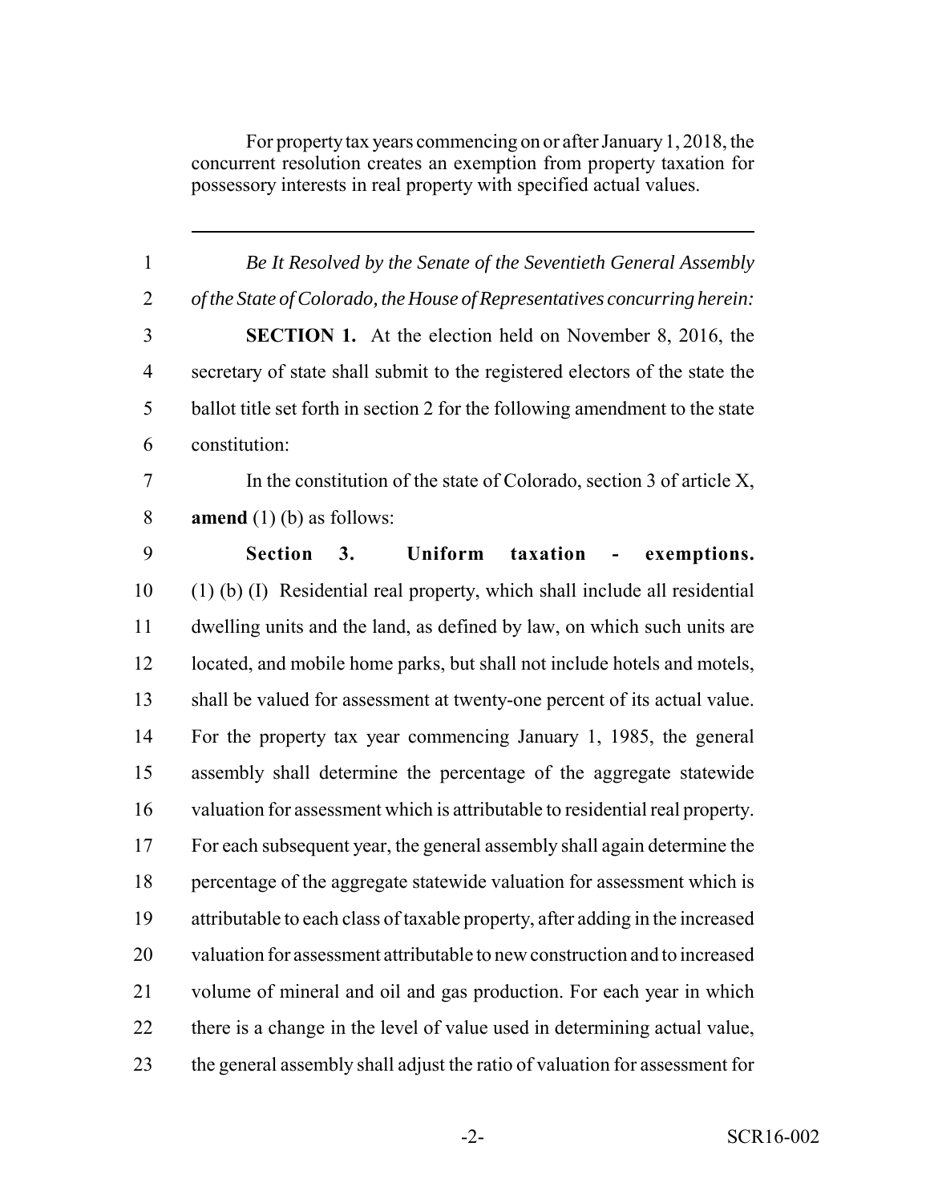For property tax years commencing on or after January 1, 2018, the concurrent resolution creates an exemption from property taxation for possessory interests in real property with specified actual values.

---

*Be It Resolved by the Senate of the Seventieth General Assembly of the State of Colorado, the House of Representatives concurring herein:*

**SECTION 1.** At the election held on November 8, 2016, the secretary of state shall submit to the registered electors of the state the ballot title set forth in section 2 for the following amendment to the state constitution:

In the constitution of the state of Colorado, section 3 of article X, **amend** (1) (b) as follows:

**Section 3. Uniform taxation - exemptions.** (1) (b) (I) Residential real property, which shall include all residential dwelling units and the land, as defined by law, on which such units are located, and mobile home parks, but shall not include hotels and motels, shall be valued for assessment at twenty-one percent of its actual value. For the property tax year commencing January 1, 1985, the general assembly shall determine the percentage of the aggregate statewide valuation for assessment which is attributable to residential real property. For each subsequent year, the general assembly shall again determine the percentage of the aggregate statewide valuation for assessment which is attributable to each class of taxable property, after adding in the increased valuation for assessment attributable to new construction and to increased volume of mineral and oil and gas production. For each year in which there is a change in the level of value used in determining actual value, the general assembly shall adjust the ratio of valuation for assessment for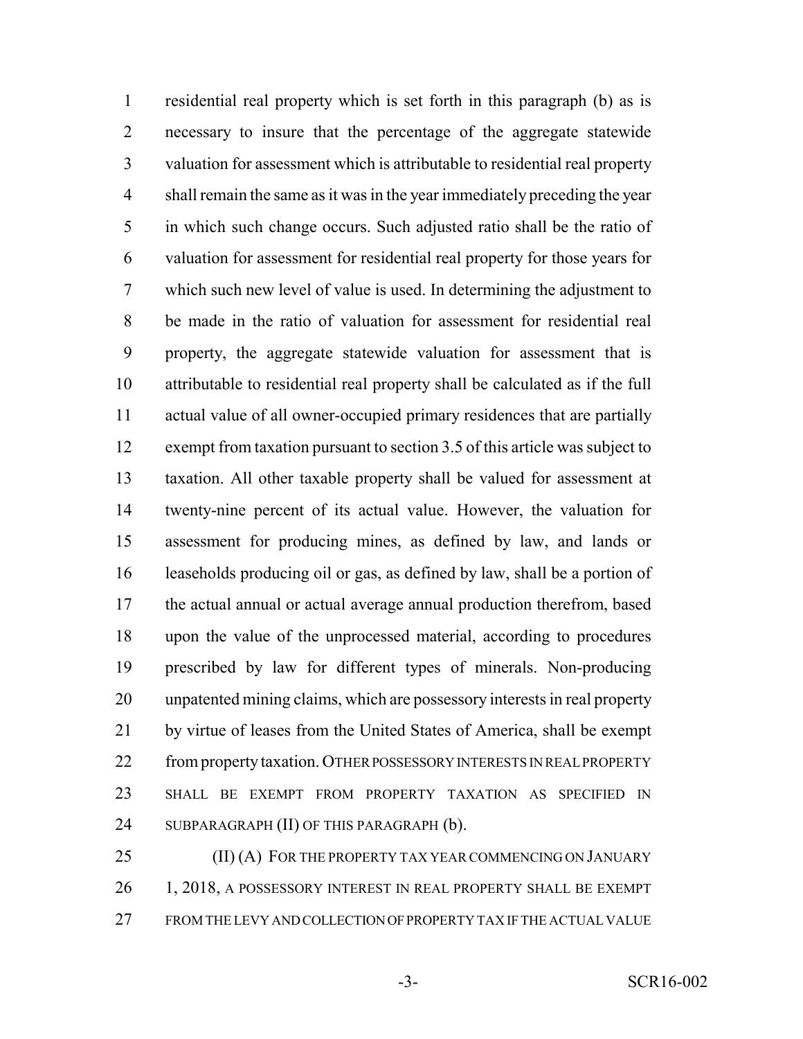residential real property which is set forth in this paragraph (b) as is necessary to insure that the percentage of the aggregate statewide valuation for assessment which is attributable to residential real property shall remain the same as it was in the year immediately preceding the year in which such change occurs. Such adjusted ratio shall be the ratio of valuation for assessment for residential real property for those years for which such new level of value is used. In determining the adjustment to be made in the ratio of valuation for assessment for residential real property, the aggregate statewide valuation for assessment that is attributable to residential real property shall be calculated as if the full actual value of all owner-occupied primary residences that are partially exempt from taxation pursuant to section 3.5 of this article was subject to taxation. All other taxable property shall be valued for assessment at twenty-nine percent of its actual value. However, the valuation for assessment for producing mines, as defined by law, and lands or leaseholds producing oil or gas, as defined by law, shall be a portion of the actual annual or actual average annual production therefrom, based upon the value of the unprocessed material, according to procedures prescribed by law for different types of minerals. Non-producing unpatented mining claims, which are possessory interests in real property by virtue of leases from the United States of America, shall be exempt from property taxation. OTHER POSSESSORY INTERESTS IN REAL PROPERTY SHALL BE EXEMPT FROM PROPERTY TAXATION AS SPECIFIED IN SUBPARAGRAPH (II) OF THIS PARAGRAPH (b).

(II) (A) FOR THE PROPERTY TAX YEAR COMMENCING ON JANUARY 1, 2018, A POSSESSORY INTEREST IN REAL PROPERTY SHALL BE EXEMPT FROM THE LEVY AND COLLECTION OF PROPERTY TAX IF THE ACTUAL VALUE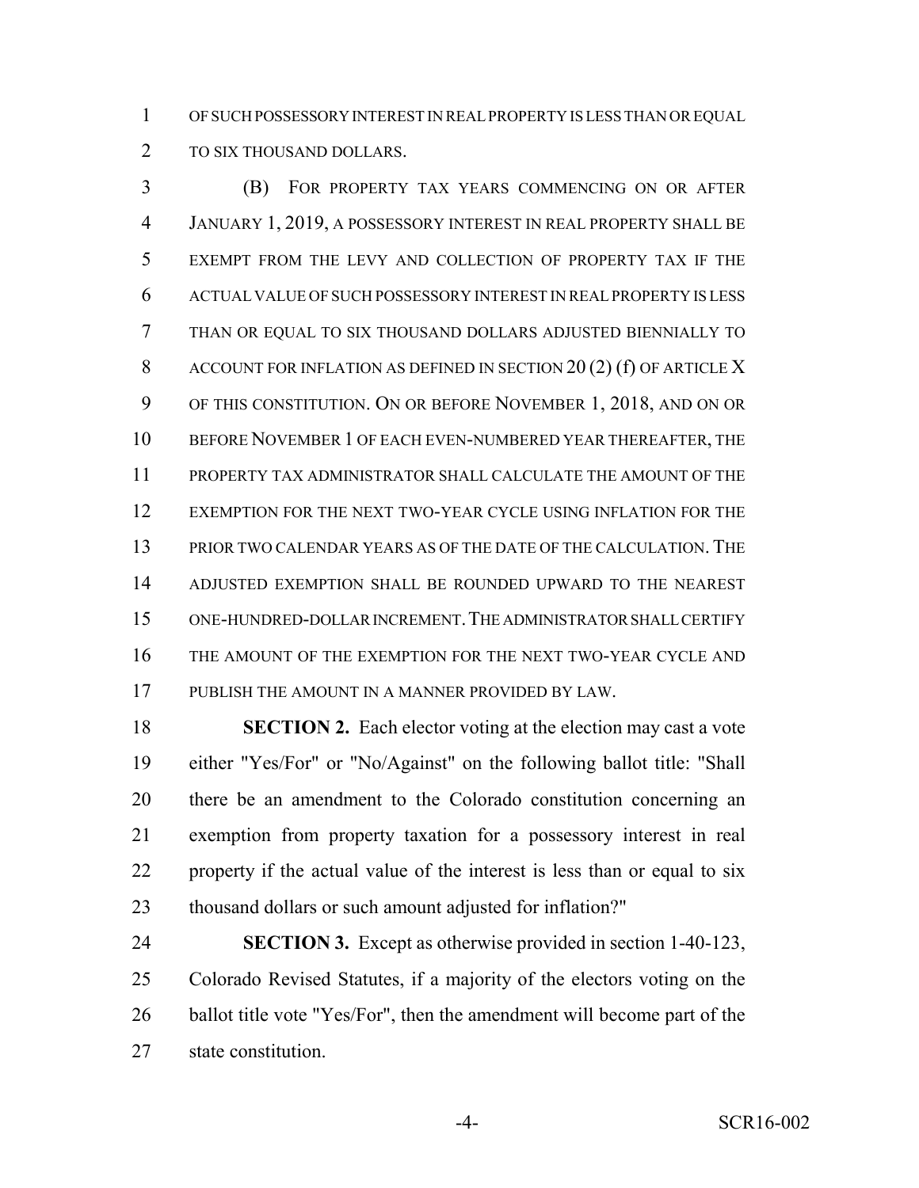OF SUCH POSSESSORY INTEREST IN REAL PROPERTY IS LESS THAN OR EQUAL TO SIX THOUSAND DOLLARS.

(B) FOR PROPERTY TAX YEARS COMMENCING ON OR AFTER JANUARY 1, 2019, A POSSESSORY INTEREST IN REAL PROPERTY SHALL BE EXEMPT FROM THE LEVY AND COLLECTION OF PROPERTY TAX IF THE ACTUAL VALUE OF SUCH POSSESSORY INTEREST IN REAL PROPERTY IS LESS THAN OR EQUAL TO SIX THOUSAND DOLLARS ADJUSTED BIENNIALLY TO ACCOUNT FOR INFLATION AS DEFINED IN SECTION 20 (2) (f) OF ARTICLE X OF THIS CONSTITUTION. ON OR BEFORE NOVEMBER 1, 2018, AND ON OR BEFORE NOVEMBER 1 OF EACH EVEN-NUMBERED YEAR THEREAFTER, THE PROPERTY TAX ADMINISTRATOR SHALL CALCULATE THE AMOUNT OF THE EXEMPTION FOR THE NEXT TWO-YEAR CYCLE USING INFLATION FOR THE PRIOR TWO CALENDAR YEARS AS OF THE DATE OF THE CALCULATION. THE ADJUSTED EXEMPTION SHALL BE ROUNDED UPWARD TO THE NEAREST ONE-HUNDRED-DOLLAR INCREMENT. THE ADMINISTRATOR SHALL CERTIFY THE AMOUNT OF THE EXEMPTION FOR THE NEXT TWO-YEAR CYCLE AND PUBLISH THE AMOUNT IN A MANNER PROVIDED BY LAW.

**SECTION 2.** Each elector voting at the election may cast a vote either "Yes/For" or "No/Against" on the following ballot title: "Shall there be an amendment to the Colorado constitution concerning an exemption from property taxation for a possessory interest in real property if the actual value of the interest is less than or equal to six thousand dollars or such amount adjusted for inflation?"

**SECTION 3.** Except as otherwise provided in section 1-40-123, Colorado Revised Statutes, if a majority of the electors voting on the ballot title vote "Yes/For", then the amendment will become part of the state constitution.